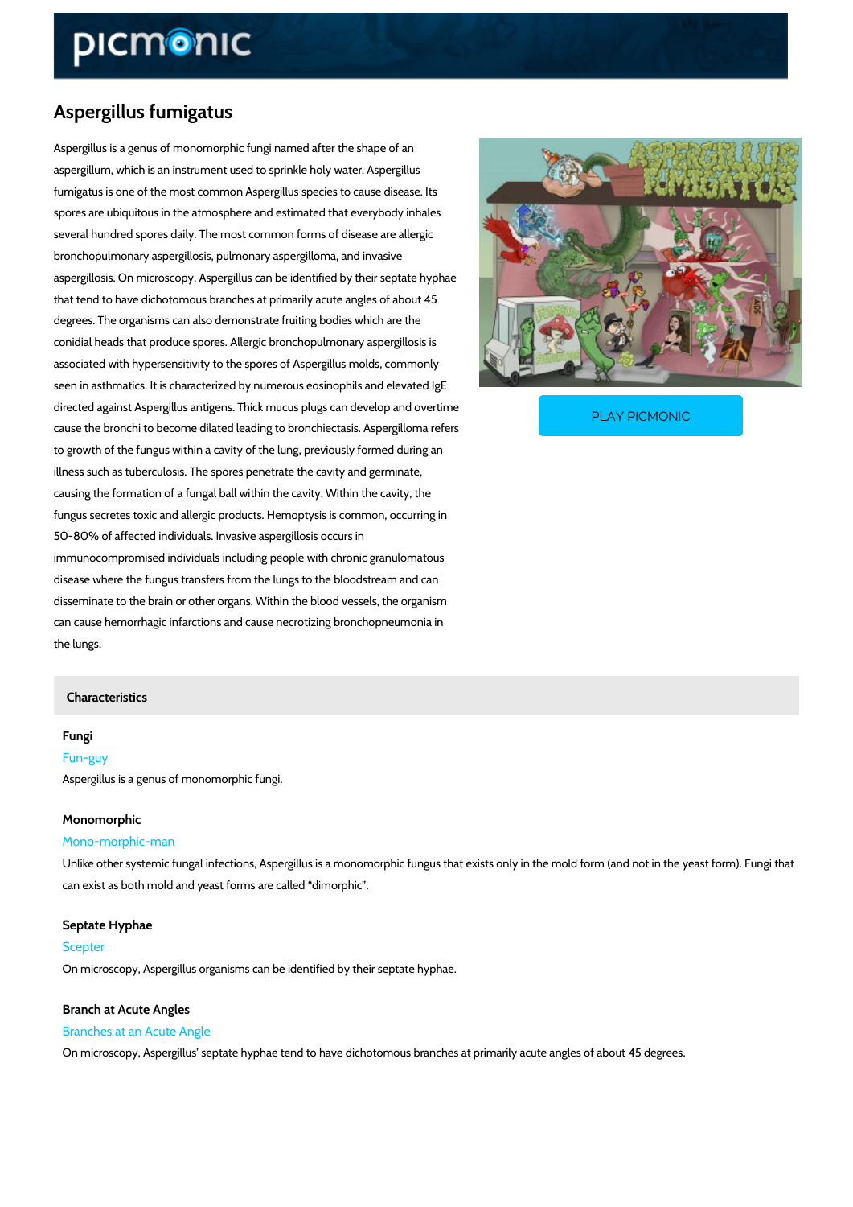# Aspergillus fumigatus

Aspergillus is a genus of monomorphic fungi named after the shape of an aspergillum, which is an instrument used to sprinkle holy water. Aspergillus fumigatus is one of the most common Aspergillus species to cause disease. Its spores are ubiquitous in the atmosphere and estimated that everybody inhales several hundred spores daily. The most common forms of disease are allergic bronchopulmonary aspergillosis, pulmonary aspergilloma, and invasive aspergillosis. On microscopy, Aspergillus can be identified by their septate hyphae that tend to have dichotomous branches at primarily acute angles of about 45 degrees. The organisms can also demonstrate fruiting bodies which are the conidial heads that produce spores. Allergic bronchopulmonary aspergillosis is associated with hypersensitivity to the spores of Aspergillus molds, commonly seen in asthmatics. It is characterized by numerous eosinophils and elevated IgE directed against Aspergillus antigens. Thick mucus plugs can develop and overtime cause the bronchi to become dilated leading to bronchiectasis. Aspergilloma refers to growth of the fungus within a cavity of the lung, previously formed during an illness such as tuberculosis. The spores penetrate the cavity and germinate, causing the formation of a fungal ball within the cavity. Within the cavity, the fungus secretes toxic and allergic products. Hemoptysis is common, occurring in 50-80% of affected individuals. Invasive aspergillosis occurs in immunocompromised individuals including people with chronic granulomatous disease where the fungus transfers from the lungs to the bloodstream and can disseminate to the brain or other organs. Within the blood vessels, the organism can cause hemorrhagic infarctions and cause necrotizing bronchopneumonia in the lungs.

PLAY PICMONIC

## Characteristics

### Fungi

Fun-guy

Aspergillus is a genus of monomorphic fungi.

### Monomorphic

Mono-morphic-man

Unlike other systemic fungal infections, Aspergillus is a monomorphic fungus that exists only in the mold form (and not in the yeast form). Fungi that can exist as both mold and yeast forms are called "dimorphic".

### Septate Hyphae

Scepter

On microscopy, Aspergillus organisms can be identified by their septate hyphae.

### Branch at Acute Angles

Branches at an Acute Angle

On microscopy, Aspergillus' septate hyphae tend to have dichotomous branches at primarily acute angles of about 45 degrees.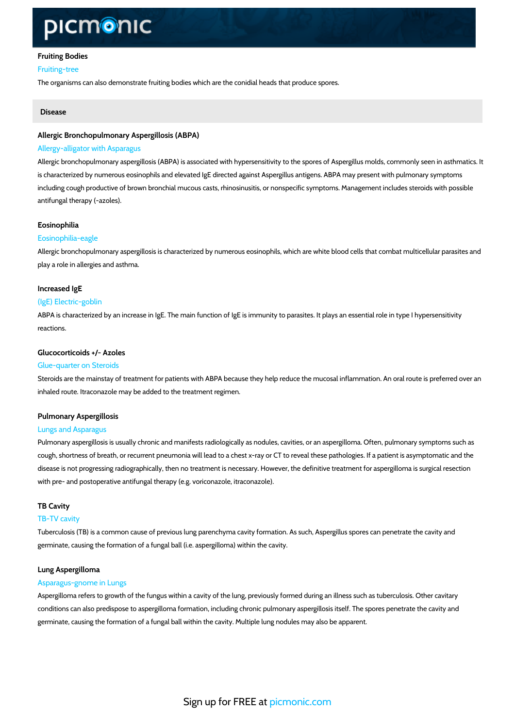### Fruiting Bodies

Fruiting-tree

The organisms can also demonstrate fruiting bodies which are the conidial heads that produce spores.

## Disease

### Allergic Bronchopulmonary Aspergillosis (ABPA)

Allergy-alligator with Asparagus

Allergic bronchopulmonary aspergillosis (ABPA) is associated with hypersensitivity to the spores of Aspergillus molds, commonly seen in asthmatics. It is characterized by numerous eosinophils and elevated IgE directed against Aspergillus antigens. ABPA may present with pulmonary symptoms including cough productive of brown bronchial mucous casts, rhinosinusitis, or nonspecific symptoms. Management includes steroids with possible antifungal therapy (-azoles).

### Eosinophilia

Eosinophilia-eagle

Allergic bronchopulmonary aspergillosis is characterized by numerous eosinophils, which are white blood cells that combat multicellular parasites and play a role in allergies and asthma.

### Increased IgE

(IgE) Electric-goblin

ABPA is characterized by an increase in IgE. The main function of IgE is immunity to parasites. It plays an essential role in type I hypersensitivity reactions.

### Glucocorticoids +/- Azoles

Glue-quarter on Steroids

Steroids are the mainstay of treatment for patients with ABPA because they help reduce the mucosal inflammation. An oral route is preferred over an inhaled route. Itraconazole may be added to the treatment regimen.

### Pulmonary Aspergillosis

Lungs and Asparagus

Pulmonary aspergillosis is usually chronic and manifests radiologically as nodules, cavities, or an aspergilloma. Often, pulmonary symptoms such as cough, shortness of breath, or recurrent pneumonia will lead to a chest x-ray or CT to reveal these pathologies. If a patient is asymptomatic and the disease is not progressing radiographically, then no treatment is necessary. However, the definitive treatment for aspergilloma is surgical resection with pre- and postoperative antifungal therapy (e.g. voriconazole, itraconazole).

### TB Cavity

TB-TV cavity

Tuberculosis (TB) is a common cause of previous lung parenchyma cavity formation. As such, Aspergillus spores can penetrate the cavity and germinate, causing the formation of a fungal ball (i.e. aspergilloma) within the cavity.

### Lung Aspergilloma

Asparagus-gnome in Lungs

Aspergilloma refers to growth of the fungus within a cavity of the lung, previously formed during an illness such as tuberculosis. Other cavitary conditions can also predispose to aspergilloma formation, including chronic pulmonary aspergillosis itself. The spores penetrate the cavity and germinate, causing the formation of a fungal ball within the cavity. Multiple lung nodules may also be apparent.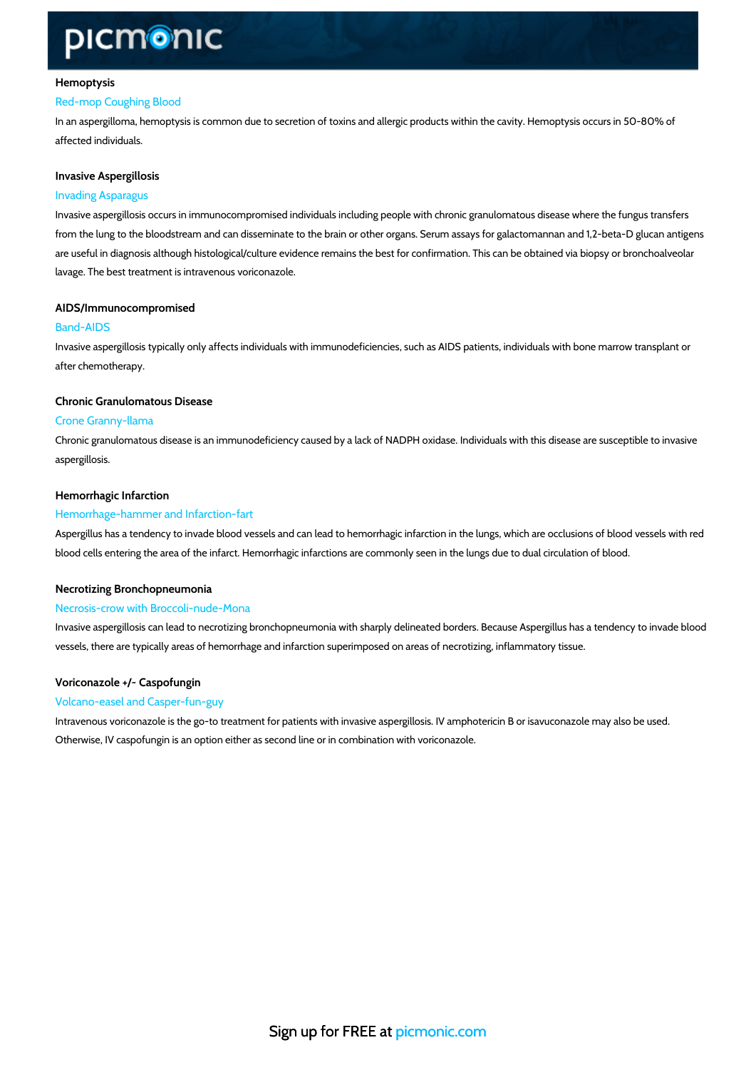### Hemoptysis

Red-mop Coughing Blood

In an aspergilloma, hemoptysis is common due to secretion of toxins and allergic products within the cavity. Hemoptysis occurs in 50-80% of affected individuals.

### Invasive Aspergillosis

Invading Asparagus

Invasive aspergillosis occurs in immunocompromised individuals including people with chronic granulomatous disease where the fungus transfers from the lung to the bloodstream and can disseminate to the brain or other organs. Serum assays for galactomannan and 1,2-beta-D glucan antigens are useful in diagnosis although histological/culture evidence remains the best for confirmation. This can be obtained via biopsy or bronchoalveolar lavage. The best treatment is intravenous voriconazole.

### AIDS/Immunocompromised

Band-AIDS

Invasive aspergillosis typically only affects individuals with immunodeficiencies, such as AIDS patients, individuals with bone marrow transplant or after chemotherapy.

### Chronic Granulomatous Disease

Crone Granny-llama

Chronic granulomatous disease is an immunodeficiency caused by a lack of NADPH oxidase. Individuals with this disease are susceptible to invasive aspergillosis.

### Hemorrhagic Infarction

Hemorrhage-hammer and Infarction-fart

Aspergillus has a tendency to invade blood vessels and can lead to hemorrhagic infarction in the lungs, which are occlusions of blood vessels with red blood cells entering the area of the infarct. Hemorrhagic infarctions are commonly seen in the lungs due to dual circulation of blood.

### Necrotizing Bronchopneumonia

Necrosis-crow with Broccoli-nude-Mona

Invasive aspergillosis can lead to necrotizing bronchopneumonia with sharply delineated borders. Because Aspergillus has a tendency to invade blood vessels, there are typically areas of hemorrhage and infarction superimposed on areas of necrotizing, inflammatory tissue.

### Voriconazole +/- Caspofungin

Volcano-easel and Casper-fun-guy

Intravenous voriconazole is the go-to treatment for patients with invasive aspergillosis. IV amphotericin B or isavuconazole may also be used. Otherwise, IV caspofungin is an option either as second line or in combination with voriconazole.